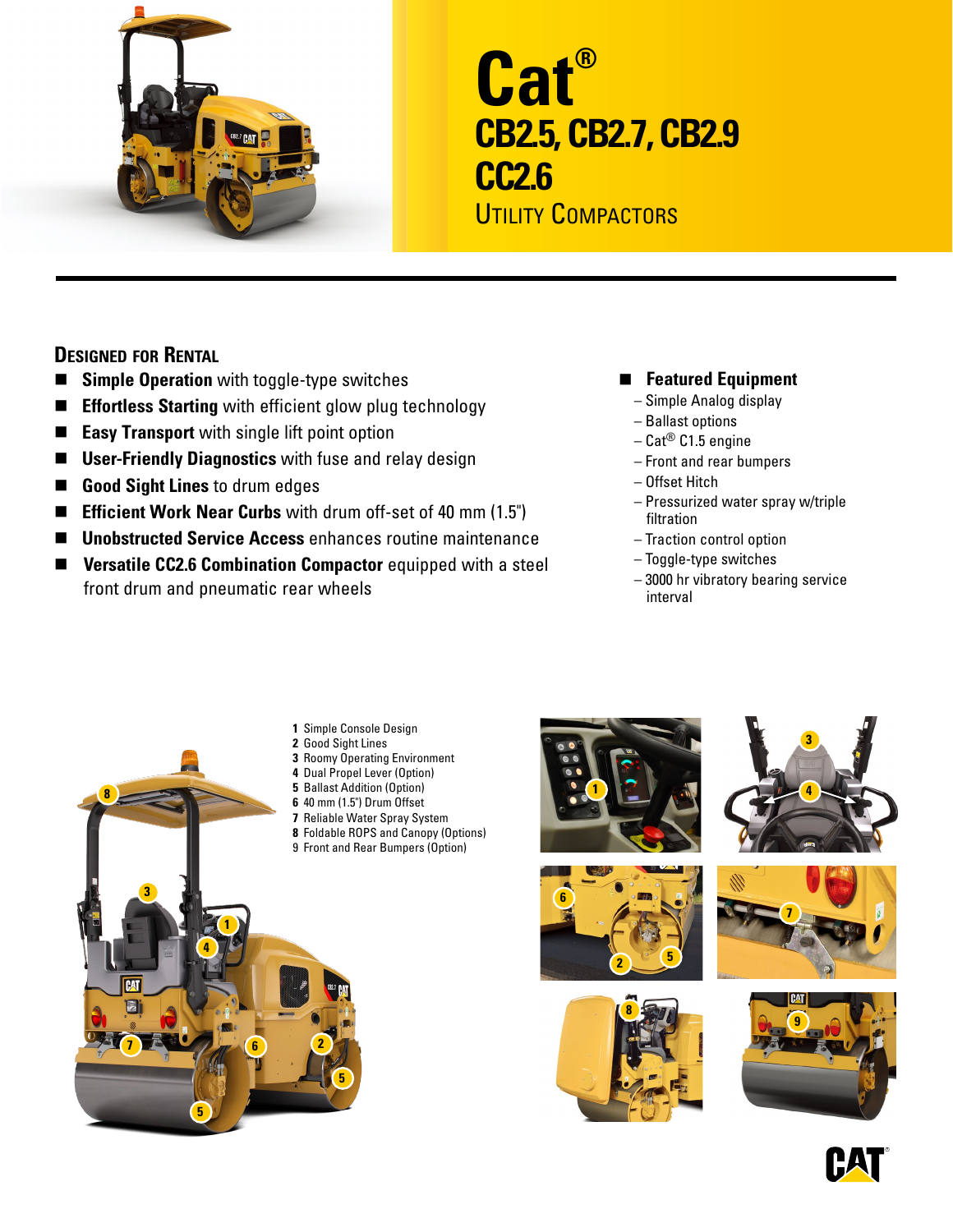# Cat®

## CB2.5, CB2.7, CB2.9
## CC2.6

UTILITY COMPACTORS

### DESIGNED FOR RENTAL

- **Simple Operation** with toggle-type switches
- **Effortless Starting** with efficient glow plug technology
- **Easy Transport** with single lift point option
- **User-Friendly Diagnostics** with fuse and relay design
- **Good Sight Lines** to drum edges
- **Efficient Work Near Curbs** with drum off-set of 40 mm (1.5")
- **Unobstructed Service Access** enhances routine maintenance
- **Versatile CC2.6 Combination Compactor** equipped with a steel front drum and pneumatic rear wheels
- **Featured Equipment**
  - Simple Analog display
  - Ballast options
  - Cat® C1.5 engine
  - Front and rear bumpers
  - Offset Hitch
  - Pressurized water spray w/triple filtration
  - Traction control option
  - Toggle-type switches
  - 3000 hr vibratory bearing service interval

1. Simple Console Design
2. Good Sight Lines
3. Roomy Operating Environment
4. Dual Propel Lever (Option)
5. Ballast Addition (Option)
6. 40 mm (1.5") Drum Offset
7. Reliable Water Spray System
8. Foldable ROPS and Canopy (Options)
9. Front and Rear Bumpers (Option)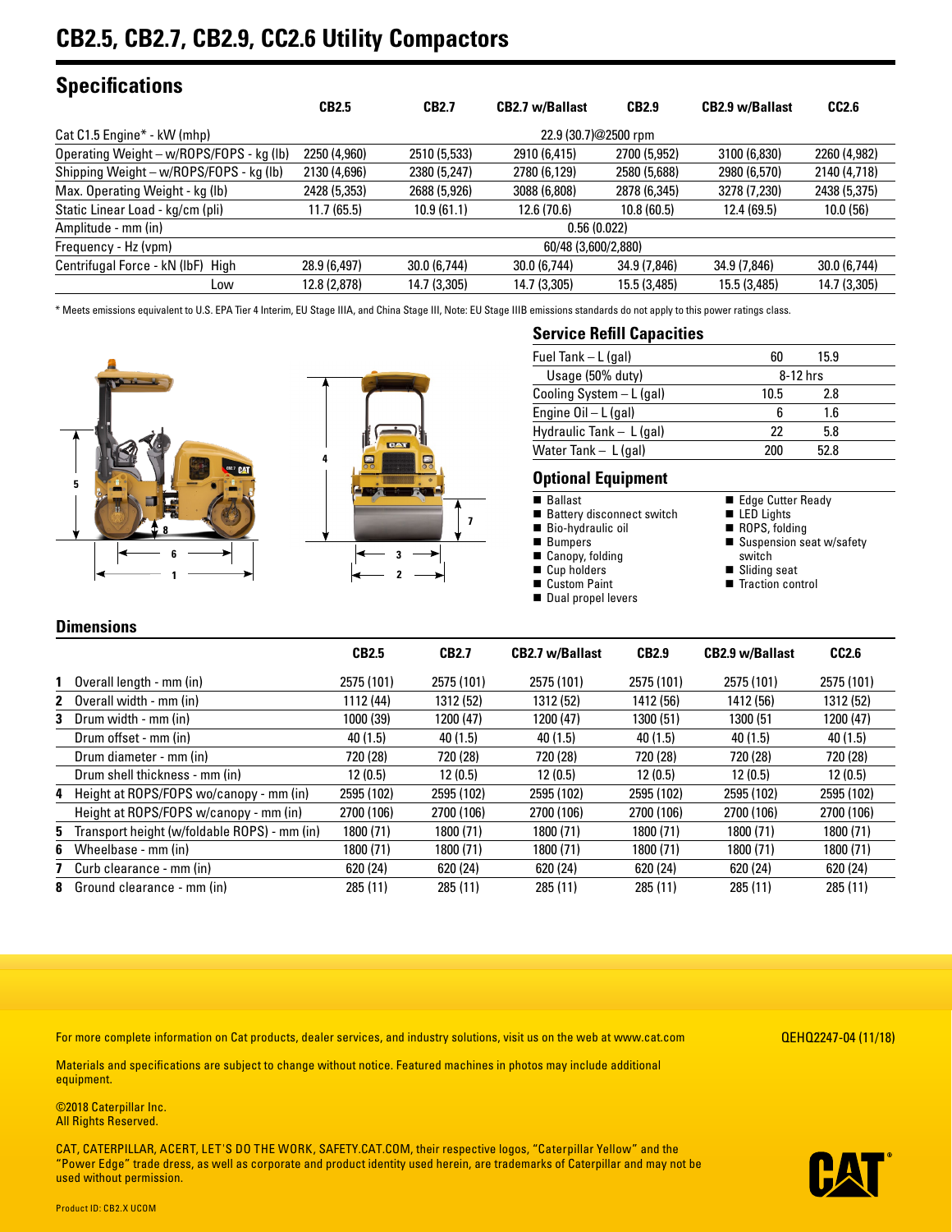# CB2.5, CB2.7, CB2.9, CC2.6 Utility Compactors

## Specifications

| | CB2.5 | CB2.7 | CB2.7 w/Ballast | CB2.9 | CB2.9 w/Ballast | CC2.6 |
|---|---|---|---|---|---|---|
| Cat C1.5 Engine* - kW (mhp) | 22.9 (30.7)@2500 rpm | | | | | |
| Operating Weight – w/ROPS/FOPS - kg (lb) | 2250 (4,960) | 2510 (5,533) | 2910 (6,415) | 2700 (5,952) | 3100 (6,830) | 2260 (4,982) |
| Shipping Weight – w/ROPS/FOPS - kg (lb) | 2130 (4,696) | 2380 (5,247) | 2780 (6,129) | 2580 (5,688) | 2980 (6,570) | 2140 (4,718) |
| Max. Operating Weight - kg (lb) | 2428 (5,353) | 2688 (5,926) | 3088 (6,808) | 2878 (6,345) | 3278 (7,230) | 2438 (5,375) |
| Static Linear Load - kg/cm (pli) | 11.7 (65.5) | 10.9 (61.1) | 12.6 (70.6) | 10.8 (60.5) | 12.4 (69.5) | 10.0 (56) |
| Amplitude - mm (in) | 0.56 (0.022) | | | | | |
| Frequency - Hz (vpm) | 60/48 (3,600/2,880) | | | | | |
| Centrifugal Force - kN (lbF) High | 28.9 (6,497) | 30.0 (6,744) | 30.0 (6,744) | 34.9 (7,846) | 34.9 (7,846) | 30.0 (6,744) |
| Low | 12.8 (2,878) | 14.7 (3,305) | 14.7 (3,305) | 15.5 (3,485) | 15.5 (3,485) | 14.7 (3,305) |

* Meets emissions equivalent to U.S. EPA Tier 4 Interim, EU Stage IIIA, and China Stage III, Note: EU Stage IIIB emissions standards do not apply to this power ratings class.

## Service Refill Capacities

| | | |
|---|---|---|
| Fuel Tank – L (gal) | 60 | 15.9 |
| Usage (50% duty) | 8-12 hrs | |
| Cooling System – L (gal) | 10.5 | 2.8 |
| Engine Oil – L (gal) | 6 | 1.6 |
| Hydraulic Tank – L (gal) | 22 | 5.8 |
| Water Tank – L (gal) | 200 | 52.8 |

## Optional Equipment

- Ballast
- Battery disconnect switch
- Bio-hydraulic oil
- Bumpers
- Canopy, folding
- Cup holders
- Custom Paint
- Dual propel levers
- Edge Cutter Ready
- LED Lights
- ROPS, folding
- Suspension seat w/safety switch
- Sliding seat
- Traction control

## Dimensions

| | | CB2.5 | CB2.7 | CB2.7 w/Ballast | CB2.9 | CB2.9 w/Ballast | CC2.6 |
|---|---|---|---|---|---|---|---|
| 1 | Overall length - mm (in) | 2575 (101) | 2575 (101) | 2575 (101) | 2575 (101) | 2575 (101) | 2575 (101) |
| 2 | Overall width - mm (in) | 1112 (44) | 1312 (52) | 1312 (52) | 1412 (56) | 1412 (56) | 1312 (52) |
| 3 | Drum width - mm (in) | 1000 (39) | 1200 (47) | 1200 (47) | 1300 (51) | 1300 (51 | 1200 (47) |
| | Drum offset - mm (in) | 40 (1.5) | 40 (1.5) | 40 (1.5) | 40 (1.5) | 40 (1.5) | 40 (1.5) |
| | Drum diameter - mm (in) | 720 (28) | 720 (28) | 720 (28) | 720 (28) | 720 (28) | 720 (28) |
| | Drum shell thickness - mm (in) | 12 (0.5) | 12 (0.5) | 12 (0.5) | 12 (0.5) | 12 (0.5) | 12 (0.5) |
| 4 | Height at ROPS/FOPS wo/canopy - mm (in) | 2595 (102) | 2595 (102) | 2595 (102) | 2595 (102) | 2595 (102) | 2595 (102) |
| | Height at ROPS/FOPS w/canopy - mm (in) | 2700 (106) | 2700 (106) | 2700 (106) | 2700 (106) | 2700 (106) | 2700 (106) |
| 5 | Transport height (w/foldable ROPS) - mm (in) | 1800 (71) | 1800 (71) | 1800 (71) | 1800 (71) | 1800 (71) | 1800 (71) |
| 6 | Wheelbase - mm (in) | 1800 (71) | 1800 (71) | 1800 (71) | 1800 (71) | 1800 (71) | 1800 (71) |
| 7 | Curb clearance - mm (in) | 620 (24) | 620 (24) | 620 (24) | 620 (24) | 620 (24) | 620 (24) |
| 8 | Ground clearance - mm (in) | 285 (11) | 285 (11) | 285 (11) | 285 (11) | 285 (11) | 285 (11) |

For more complete information on Cat products, dealer services, and industry solutions, visit us on the web at www.cat.com

QEHQ2247-04 (11/18)

Materials and specifications are subject to change without notice. Featured machines in photos may include additional equipment.

©2018 Caterpillar Inc.
All Rights Reserved.

CAT, CATERPILLAR, ACERT, LET'S DO THE WORK, SAFETY.CAT.COM, their respective logos, "Caterpillar Yellow" and the "Power Edge" trade dress, as well as corporate and product identity used herein, are trademarks of Caterpillar and may not be used without permission.

Product ID: CB2.X UCOM